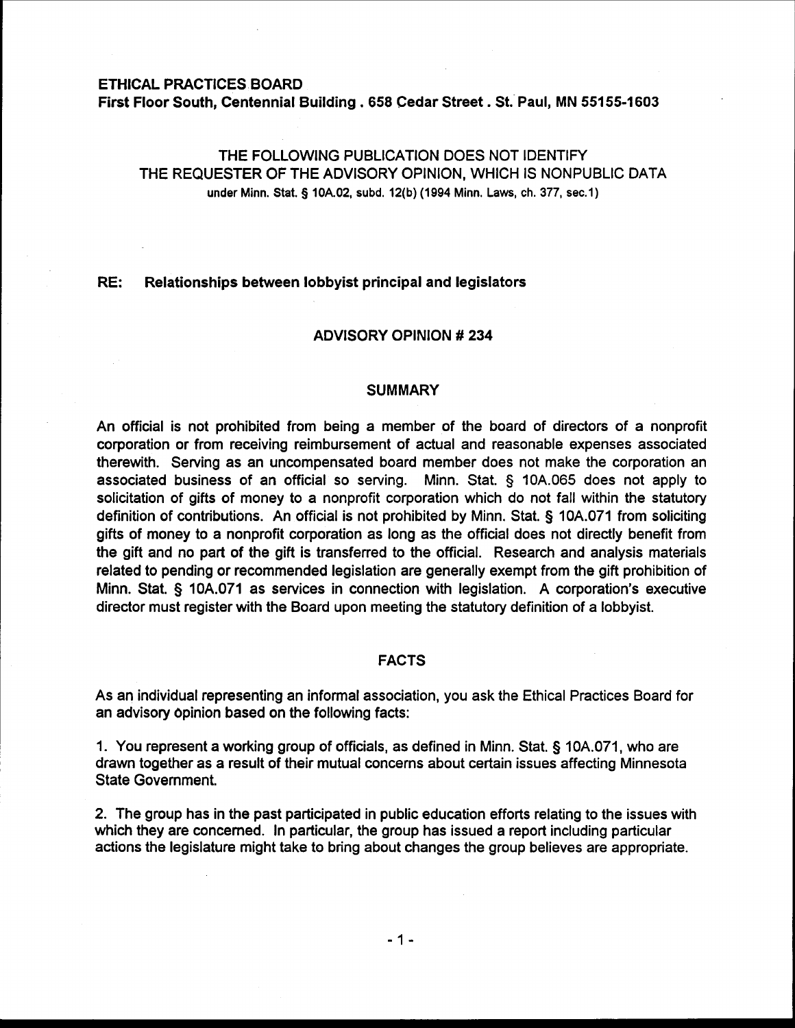**ETHICAL PRACTICES BOARD**
**First Floor South, Centennial Building . 658 Cedar Street . St. Paul, MN 55155-1603**

THE FOLLOWING PUBLICATION DOES NOT IDENTIFY
THE REQUESTER OF THE ADVISORY OPINION, WHICH IS NONPUBLIC DATA
under Minn. Stat. § 10A.02, subd. 12(b) (1994 Minn. Laws, ch. 377, sec.1)

**RE: Relationships between lobbyist principal and legislators**

## ADVISORY OPINION # 234

## SUMMARY

An official is not prohibited from being a member of the board of directors of a nonprofit corporation or from receiving reimbursement of actual and reasonable expenses associated therewith. Serving as an uncompensated board member does not make the corporation an associated business of an official so serving. Minn. Stat. § 10A.065 does not apply to solicitation of gifts of money to a nonprofit corporation which do not fall within the statutory definition of contributions. An official is not prohibited by Minn. Stat. § 10A.071 from soliciting gifts of money to a nonprofit corporation as long as the official does not directly benefit from the gift and no part of the gift is transferred to the official. Research and analysis materials related to pending or recommended legislation are generally exempt from the gift prohibition of Minn. Stat. § 10A.071 as services in connection with legislation. A corporation's executive director must register with the Board upon meeting the statutory definition of a lobbyist.

## FACTS

As an individual representing an informal association, you ask the Ethical Practices Board for an advisory opinion based on the following facts:

1. You represent a working group of officials, as defined in Minn. Stat. § 10A.071, who are drawn together as a result of their mutual concerns about certain issues affecting Minnesota State Government.

2. The group has in the past participated in public education efforts relating to the issues with which they are concerned. In particular, the group has issued a report including particular actions the legislature might take to bring about changes the group believes are appropriate.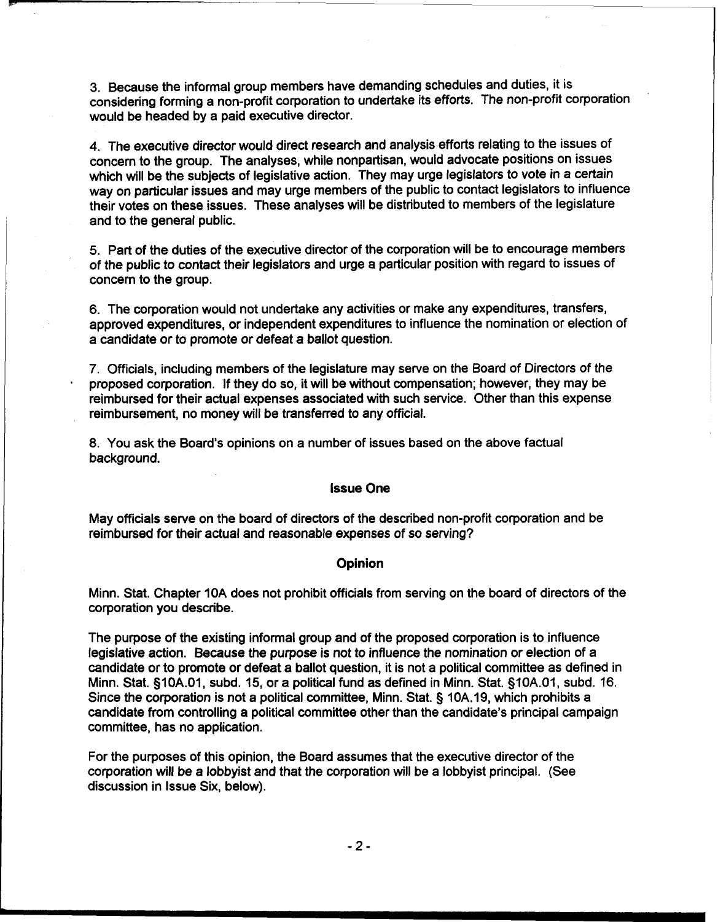3. Because the informal group members have demanding schedules and duties, it is considering forming a non-profit corporation to undertake its efforts. The non-profit corporation would be headed by a paid executive director.

4. The executive director would direct research and analysis efforts relating to the issues of concern to the group. The analyses, while nonpartisan, would advocate positions on issues which will be the subjects of legislative action. They may urge legislators to vote in a certain way on particular issues and may urge members of the public to contact legislators to influence their votes on these issues. These analyses will be distributed to members of the legislature and to the general public.

5. Part of the duties of the executive director of the corporation will be to encourage members of the public to contact their legislators and urge a particular position with regard to issues of concern to the group.

6. The corporation would not undertake any activities or make any expenditures, transfers, approved expenditures, or independent expenditures to influence the nomination or election of a candidate or to promote or defeat a ballot question.

7. Officials, including members of the legislature may serve on the Board of Directors of the proposed corporation. If they do so, it will be without compensation; however, they may be reimbursed for their actual expenses associated with such service. Other than this expense reimbursement, no money will be transferred to any official.

8. You ask the Board's opinions on a number of issues based on the above factual background.

## Issue One

May officials serve on the board of directors of the described non-profit corporation and be reimbursed for their actual and reasonable expenses of so serving?

## Opinion

Minn. Stat. Chapter 10A does not prohibit officials from serving on the board of directors of the corporation you describe.

The purpose of the existing informal group and of the proposed corporation is to influence legislative action. Because the purpose is not to influence the nomination or election of a candidate or to promote or defeat a ballot question, it is not a political committee as defined in Minn. Stat. §10A.01, subd. 15, or a political fund as defined in Minn. Stat. §10A.01, subd. 16. Since the corporation is not a political committee, Minn. Stat. § 10A.19, which prohibits a candidate from controlling a political committee other than the candidate's principal campaign committee, has no application.

For the purposes of this opinion, the Board assumes that the executive director of the corporation will be a lobbyist and that the corporation will be a lobbyist principal. (See discussion in Issue Six, below).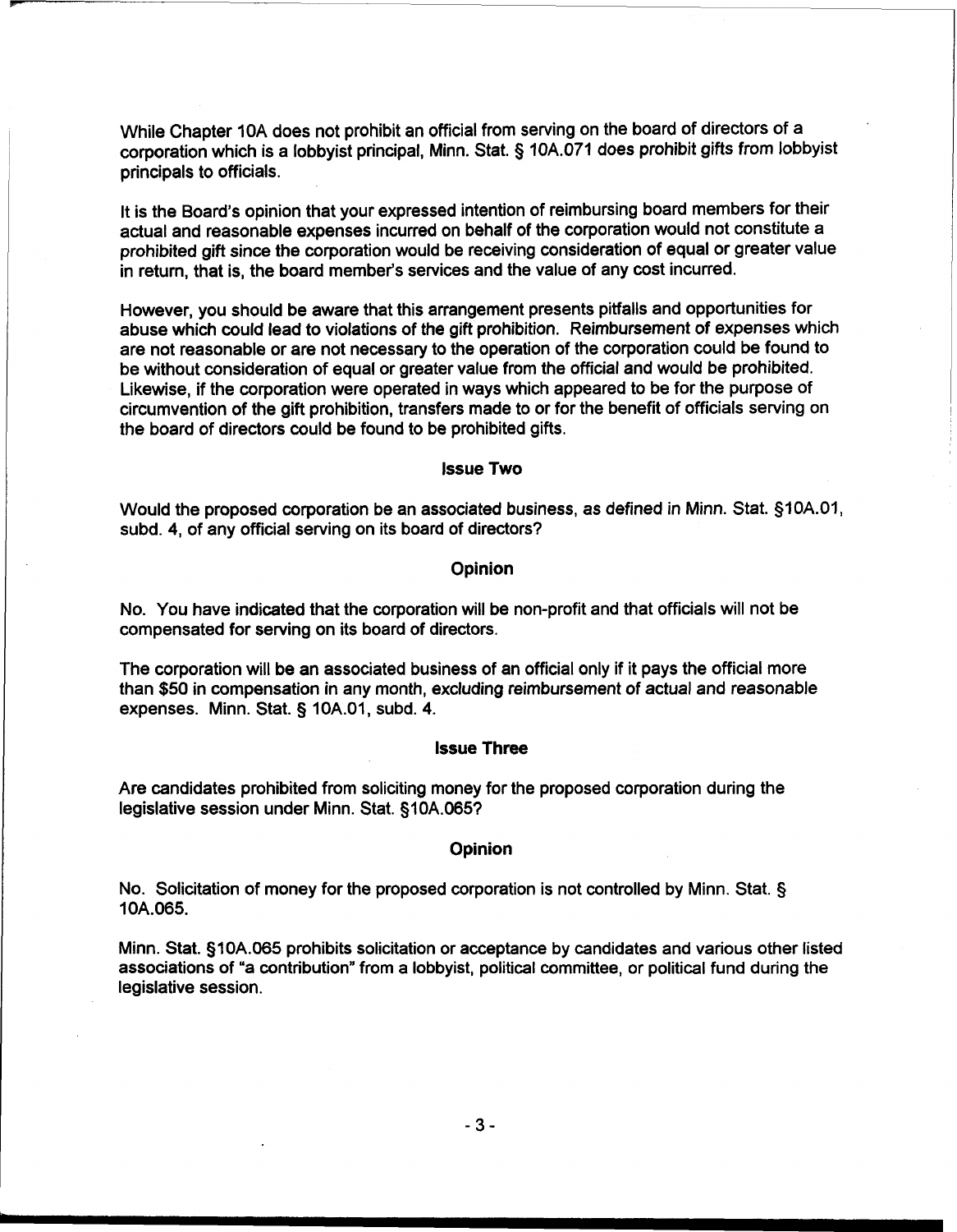While Chapter 10A does not prohibit an official from serving on the board of directors of a corporation which is a lobbyist principal, Minn. Stat. § 10A.071 does prohibit gifts from lobbyist principals to officials.

It is the Board's opinion that your expressed intention of reimbursing board members for their actual and reasonable expenses incurred on behalf of the corporation would not constitute a prohibited gift since the corporation would be receiving consideration of equal or greater value in return, that is, the board member's services and the value of any cost incurred.

However, you should be aware that this arrangement presents pitfalls and opportunities for abuse which could lead to violations of the gift prohibition. Reimbursement of expenses which are not reasonable or are not necessary to the operation of the corporation could be found to be without consideration of equal or greater value from the official and would be prohibited. Likewise, if the corporation were operated in ways which appeared to be for the purpose of circumvention of the gift prohibition, transfers made to or for the benefit of officials serving on the board of directors could be found to be prohibited gifts.

## Issue Two

Would the proposed corporation be an associated business, as defined in Minn. Stat. §10A.01, subd. 4, of any official serving on its board of directors?

## Opinion

No. You have indicated that the corporation will be non-profit and that officials will not be compensated for serving on its board of directors.

The corporation will be an associated business of an official only if it pays the official more than $50 in compensation in any month, excluding reimbursement of actual and reasonable expenses. Minn. Stat. § 10A.01, subd. 4.

## Issue Three

Are candidates prohibited from soliciting money for the proposed corporation during the legislative session under Minn. Stat. §10A.065?

## Opinion

No. Solicitation of money for the proposed corporation is not controlled by Minn. Stat. § 10A.065.

Minn. Stat. §10A.065 prohibits solicitation or acceptance by candidates and various other listed associations of "a contribution" from a lobbyist, political committee, or political fund during the legislative session.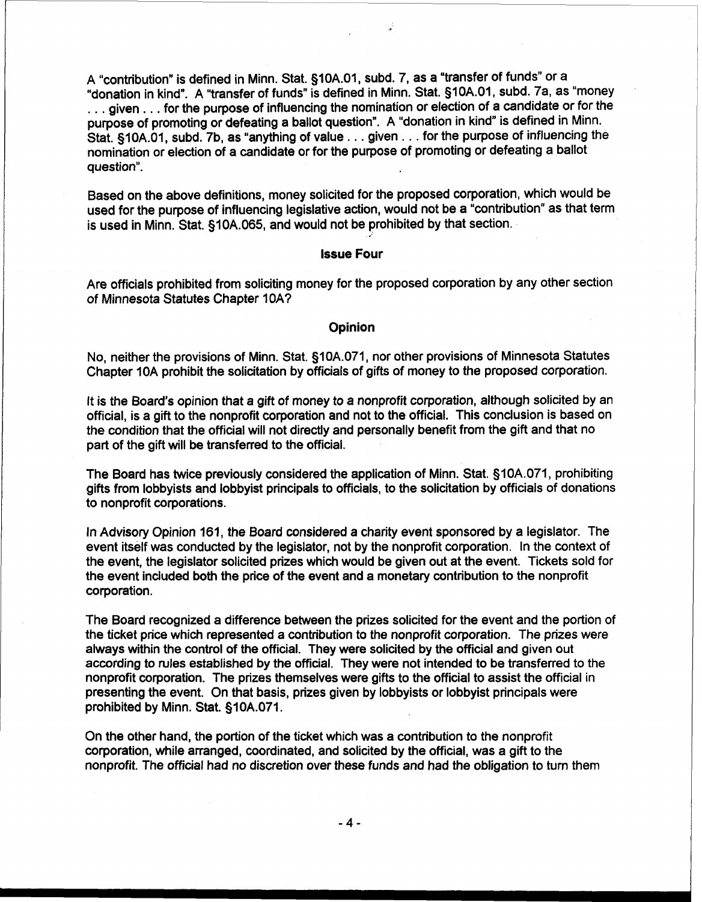A "contribution" is defined in Minn. Stat. §10A.01, subd. 7, as a "transfer of funds" or a "donation in kind". A "transfer of funds" is defined in Minn. Stat. §10A.01, subd. 7a, as "money . . . given . . . for the purpose of influencing the nomination or election of a candidate or for the purpose of promoting or defeating a ballot question". A "donation in kind" is defined in Minn. Stat. §10A.01, subd. 7b, as "anything of value . . . given . . . for the purpose of influencing the nomination or election of a candidate or for the purpose of promoting or defeating a ballot question".

Based on the above definitions, money solicited for the proposed corporation, which would be used for the purpose of influencing legislative action, would not be a "contribution" as that term is used in Minn. Stat. §10A.065, and would not be prohibited by that section.

### Issue Four

Are officials prohibited from soliciting money for the proposed corporation by any other section of Minnesota Statutes Chapter 10A?

### Opinion

No, neither the provisions of Minn. Stat. §10A.071, nor other provisions of Minnesota Statutes Chapter 10A prohibit the solicitation by officials of gifts of money to the proposed corporation.

It is the Board's opinion that a gift of money to a nonprofit corporation, although solicited by an official, is a gift to the nonprofit corporation and not to the official. This conclusion is based on the condition that the official will not directly and personally benefit from the gift and that no part of the gift will be transferred to the official.

The Board has twice previously considered the application of Minn. Stat. §10A.071, prohibiting gifts from lobbyists and lobbyist principals to officials, to the solicitation by officials of donations to nonprofit corporations.

In Advisory Opinion 161, the Board considered a charity event sponsored by a legislator. The event itself was conducted by the legislator, not by the nonprofit corporation. In the context of the event, the legislator solicited prizes which would be given out at the event. Tickets sold for the event included both the price of the event and a monetary contribution to the nonprofit corporation.

The Board recognized a difference between the prizes solicited for the event and the portion of the ticket price which represented a contribution to the nonprofit corporation. The prizes were always within the control of the official. They were solicited by the official and given out according to rules established by the official. They were not intended to be transferred to the nonprofit corporation. The prizes themselves were gifts to the official to assist the official in presenting the event. On that basis, prizes given by lobbyists or lobbyist principals were prohibited by Minn. Stat. §10A.071.

On the other hand, the portion of the ticket which was a contribution to the nonprofit corporation, while arranged, coordinated, and solicited by the official, was a gift to the nonprofit. The official had no discretion over these funds and had the obligation to turn them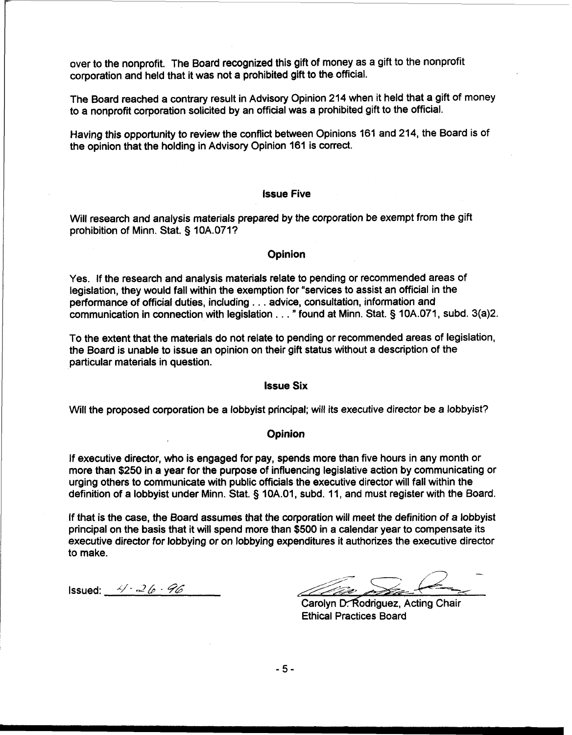over to the nonprofit. The Board recognized this gift of money as a gift to the nonprofit corporation and held that it was not a prohibited gift to the official.

The Board reached a contrary result in Advisory Opinion 214 when it held that a gift of money to a nonprofit corporation solicited by an official was a prohibited gift to the official.

Having this opportunity to review the conflict between Opinions 161 and 214, the Board is of the opinion that the holding in Advisory Opinion 161 is correct.

### Issue Five

Will research and analysis materials prepared by the corporation be exempt from the gift prohibition of Minn. Stat. § 10A.071?

### Opinion

Yes. If the research and analysis materials relate to pending or recommended areas of legislation, they would fall within the exemption for "services to assist an official in the performance of official duties, including . . . advice, consultation, information and communication in connection with legislation . . . " found at Minn. Stat. § 10A.071, subd. 3(a)2.

To the extent that the materials do not relate to pending or recommended areas of legislation, the Board is unable to issue an opinion on their gift status without a description of the particular materials in question.

### Issue Six

Will the proposed corporation be a lobbyist principal; will its executive director be a lobbyist?

### Opinion

If executive director, who is engaged for pay, spends more than five hours in any month or more than $250 in a year for the purpose of influencing legislative action by communicating or urging others to communicate with public officials the executive director will fall within the definition of a lobbyist under Minn. Stat. § 10A.01, subd. 11, and must register with the Board.

If that is the case, the Board assumes that the corporation will meet the definition of a lobbyist principal on the basis that it will spend more than $500 in a calendar year to compensate its executive director for lobbying or on lobbying expenditures it authorizes the executive director to make.

Issued: 4-26-96

Carolyn D. Rodriguez, Acting Chair
Ethical Practices Board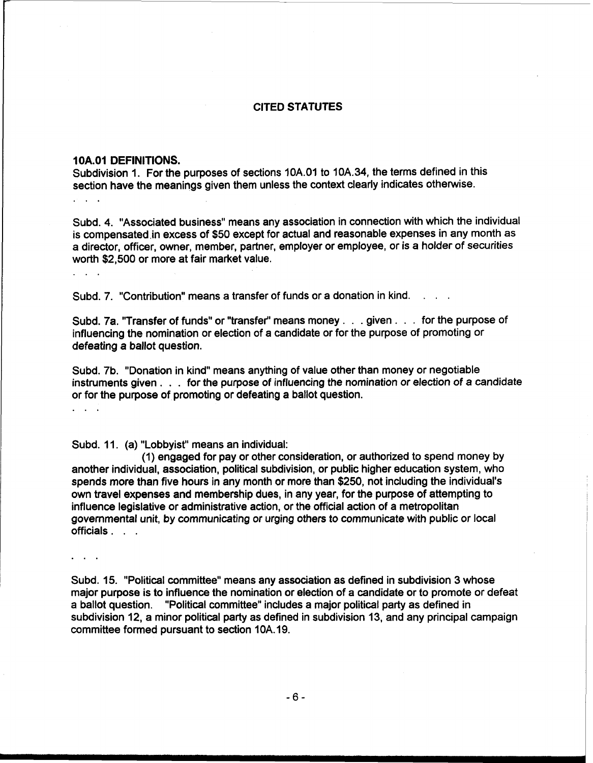## CITED STATUTES

**10A.01 DEFINITIONS.**

Subdivision 1. For the purposes of sections 10A.01 to 10A.34, the terms defined in this section have the meanings given them unless the context clearly indicates otherwise.

. . .

Subd. 4. "Associated business" means any association in connection with which the individual is compensated in excess of $50 except for actual and reasonable expenses in any month as a director, officer, owner, member, partner, employer or employee, or is a holder of securities worth $2,500 or more at fair market value.

. . .

Subd. 7. "Contribution" means a transfer of funds or a donation in kind. . . .

Subd. 7a. "Transfer of funds" or "transfer" means money . . . given . . . for the purpose of influencing the nomination or election of a candidate or for the purpose of promoting or defeating a ballot question.

Subd. 7b. "Donation in kind" means anything of value other than money or negotiable instruments given . . . for the purpose of influencing the nomination or election of a candidate or for the purpose of promoting or defeating a ballot question.

. . .

Subd. 11. (a) "Lobbyist" means an individual:

(1) engaged for pay or other consideration, or authorized to spend money by another individual, association, political subdivision, or public higher education system, who spends more than five hours in any month or more than $250, not including the individual's own travel expenses and membership dues, in any year, for the purpose of attempting to influence legislative or administrative action, or the official action of a metropolitan governmental unit, by communicating or urging others to communicate with public or local officials . . .

. . .

Subd. 15. "Political committee" means any association as defined in subdivision 3 whose major purpose is to influence the nomination or election of a candidate or to promote or defeat a ballot question. "Political committee" includes a major political party as defined in subdivision 12, a minor political party as defined in subdivision 13, and any principal campaign committee formed pursuant to section 10A.19.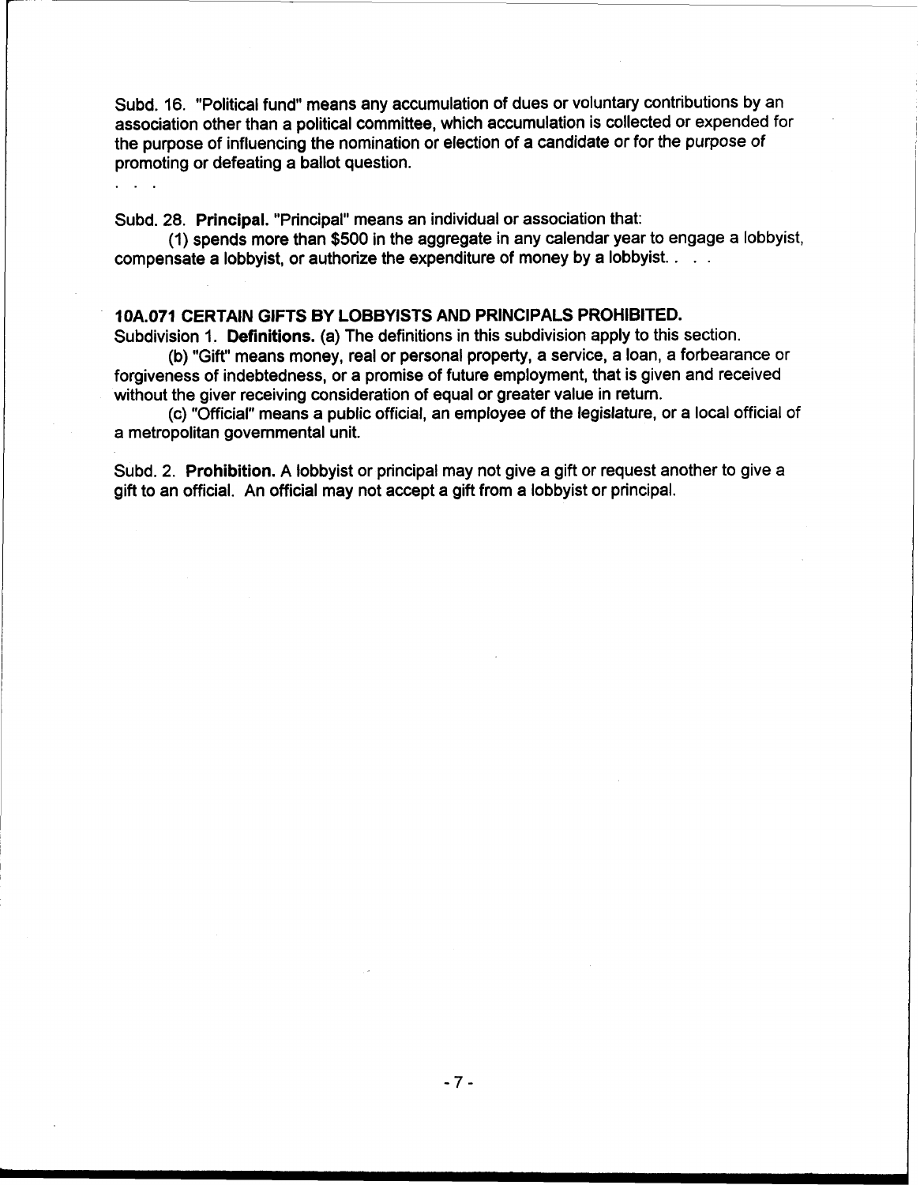Subd. 16. "Political fund" means any accumulation of dues or voluntary contributions by an association other than a political committee, which accumulation is collected or expended for the purpose of influencing the nomination or election of a candidate or for the purpose of promoting or defeating a ballot question.

. . .

Subd. 28. **Principal.** "Principal" means an individual or association that:

(1) spends more than $500 in the aggregate in any calendar year to engage a lobbyist, compensate a lobbyist, or authorize the expenditure of money by a lobbyist. . . .

**10A.071 CERTAIN GIFTS BY LOBBYISTS AND PRINCIPALS PROHIBITED.**

Subdivision 1. **Definitions.** (a) The definitions in this subdivision apply to this section.

(b) "Gift" means money, real or personal property, a service, a loan, a forbearance or forgiveness of indebtedness, or a promise of future employment, that is given and received without the giver receiving consideration of equal or greater value in return.

(c) "Official" means a public official, an employee of the legislature, or a local official of a metropolitan governmental unit.

Subd. 2. **Prohibition.** A lobbyist or principal may not give a gift or request another to give a gift to an official. An official may not accept a gift from a lobbyist or principal.